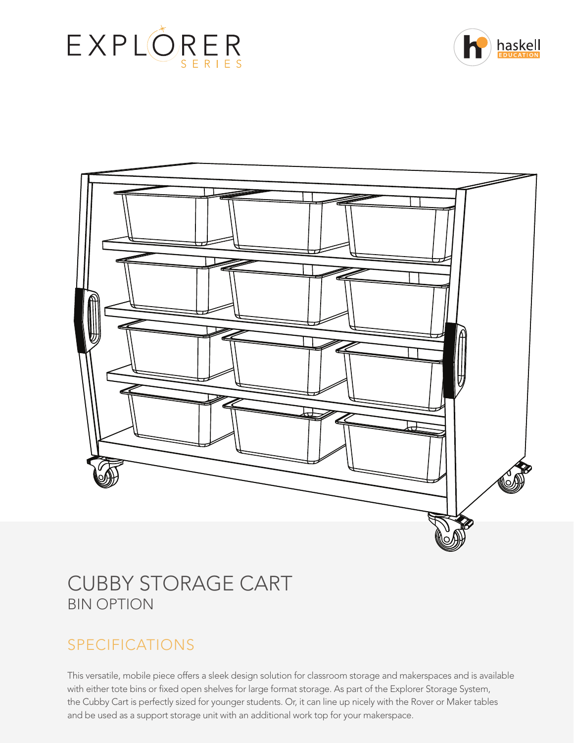EXPLORER SERIES

haskell EDUCATION

# CUBBY STORAGE CART

## BIN OPTION

## SPECIFICATIONS

This versatile, mobile piece offers a sleek design solution for classroom storage and makerspaces and is available with either tote bins or fixed open shelves for large format storage. As part of the Explorer Storage System, the Cubby Cart is perfectly sized for younger students. Or, it can line up nicely with the Rover or Maker tables and be used as a support storage unit with an additional work top for your makerspace.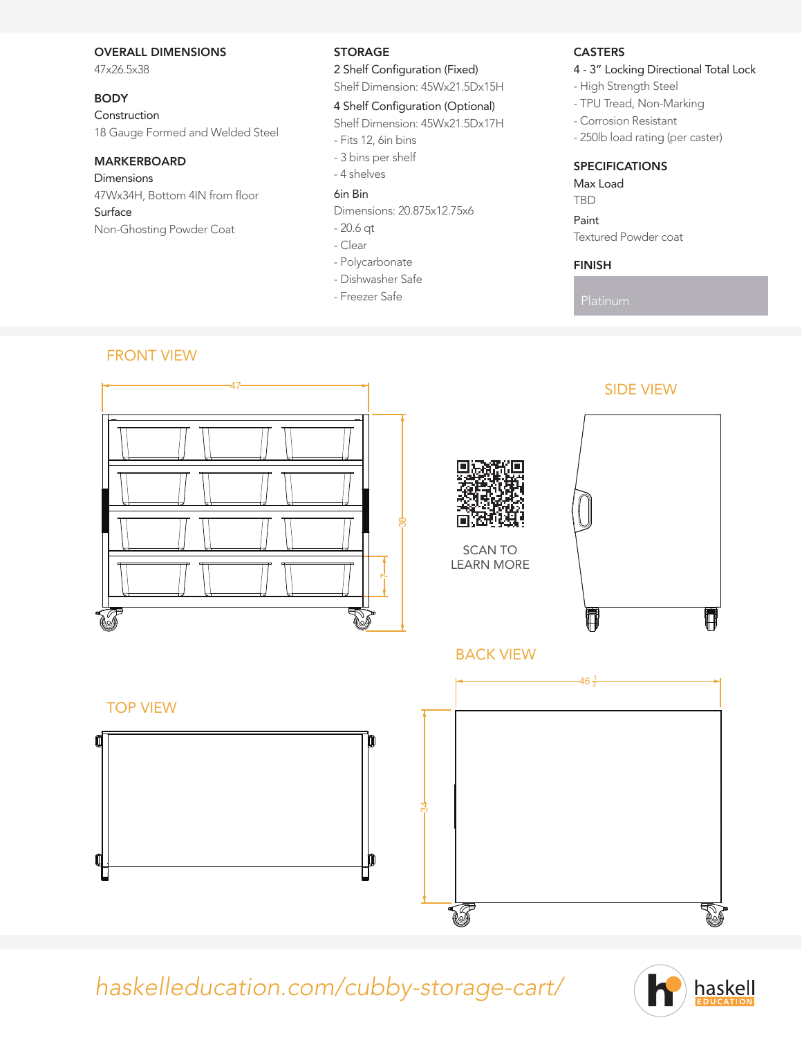## OVERALL DIMENSIONS

47x26.5x38

## BODY

Construction

18 Gauge Formed and Welded Steel

## MARKERBOARD

Dimensions

47Wx34H, Bottom 4IN from floor

Surface

Non-Ghosting Powder Coat

## STORAGE

2 Shelf Configuration (Fixed)

Shelf Dimension: 45Wx21.5Dx15H

4 Shelf Configuration (Optional)

Shelf Dimension: 45Wx21.5Dx17H

- Fits 12, 6in bins
- 3 bins per shelf
- 4 shelves

6in Bin

Dimensions: 20.875x12.75x6

- 20.6 qt
- Clear
- Polycarbonate
- Dishwasher Safe
- Freezer Safe

## CASTERS

4 - 3" Locking Directional Total Lock

- High Strength Steel
- TPU Tread, Non-Marking
- Corrosion Resistant
- 250lb load rating (per caster)

## SPECIFICATIONS

Max Load

TBD

Paint

Textured Powder coat

## FINISH

Platinum

FRONT VIEW

47

38

7

SIDE VIEW

SCAN TO
LEARN MORE

BACK VIEW

$46\frac{1}{2}$

34

TOP VIEW

*haskelleducation.com/cubby-storage-cart/*

haskell EDUCATION